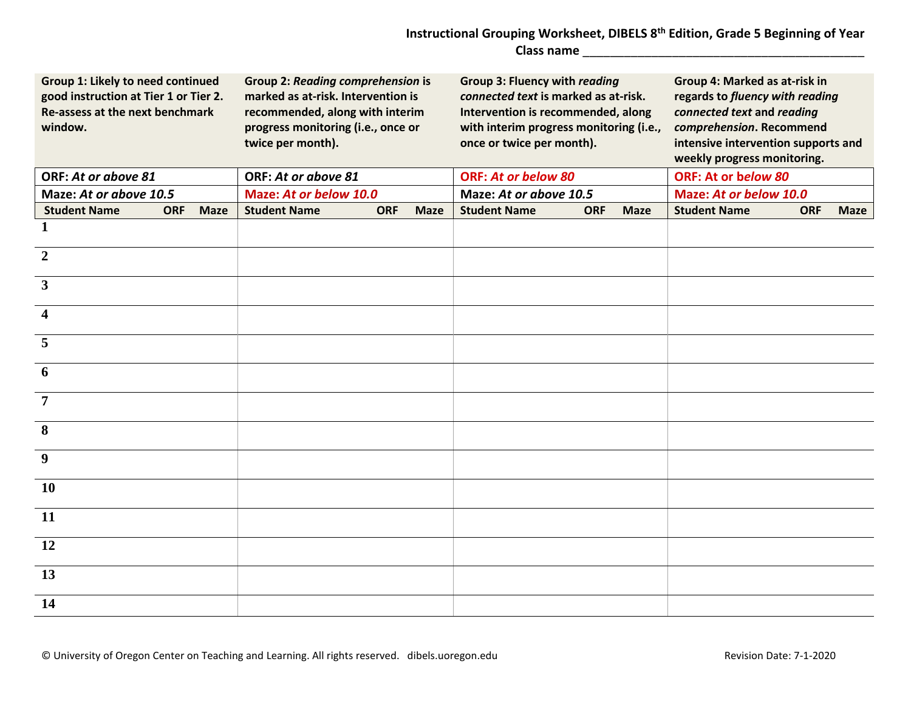**Instructional Grouping Worksheet, DIBELS 8th Edition, Grade 5 Beginning of Year**

**Class name** ________________________________________

| | | | | | | | | | | | |
|---|---|---|---|---|---|---|---|---|---|---|---|
| **Group 1: Likely to need continued good instruction at Tier 1 or Tier 2. Re-assess at the next benchmark window.** | | | **Group 2:** ***Reading comprehension*** **is marked as at-risk. Intervention is recommended, along with interim progress monitoring (i.e., once or twice per month).** | | | **Group 3: Fluency with** ***reading connected text*** **is marked as at-risk. Intervention is recommended, along with interim progress monitoring (i.e., once or twice per month).** | | | **Group 4: Marked as at-risk in regards to** ***fluency with reading connected text*** **and** ***reading comprehension*****. Recommend intensive intervention supports and weekly progress monitoring.** | | |
| **ORF:** ***At or above 81*** | | | **ORF:** ***At or above 81*** | | | **ORF:** ***At or below 80*** | | | **ORF: At or** ***below 80*** | | |
| **Maze:** ***At or above 10.5*** | | | **Maze:** ***At or below 10.0*** | | | **Maze:** ***At or above 10.5*** | | | **Maze:** ***At or below 10.0*** | | |
| **Student Name** | **ORF** | **Maze** | **Student Name** | **ORF** | **Maze** | **Student Name** | **ORF** | **Maze** | **Student Name** | **ORF** | **Maze** |
| **1** | | | | | | | | | | | |
| **2** | | | | | | | | | | | |
| **3** | | | | | | | | | | | |
| **4** | | | | | | | | | | | |
| **5** | | | | | | | | | | | |
| **6** | | | | | | | | | | | |
| **7** | | | | | | | | | | | |
| **8** | | | | | | | | | | | |
| **9** | | | | | | | | | | | |
| **10** | | | | | | | | | | | |
| **11** | | | | | | | | | | | |
| **12** | | | | | | | | | | | |
| **13** | | | | | | | | | | | |
| **14** | | | | | | | | | | | |

© University of Oregon Center on Teaching and Learning. All rights reserved. dibels.uoregon.edu

Revision Date: 7-1-2020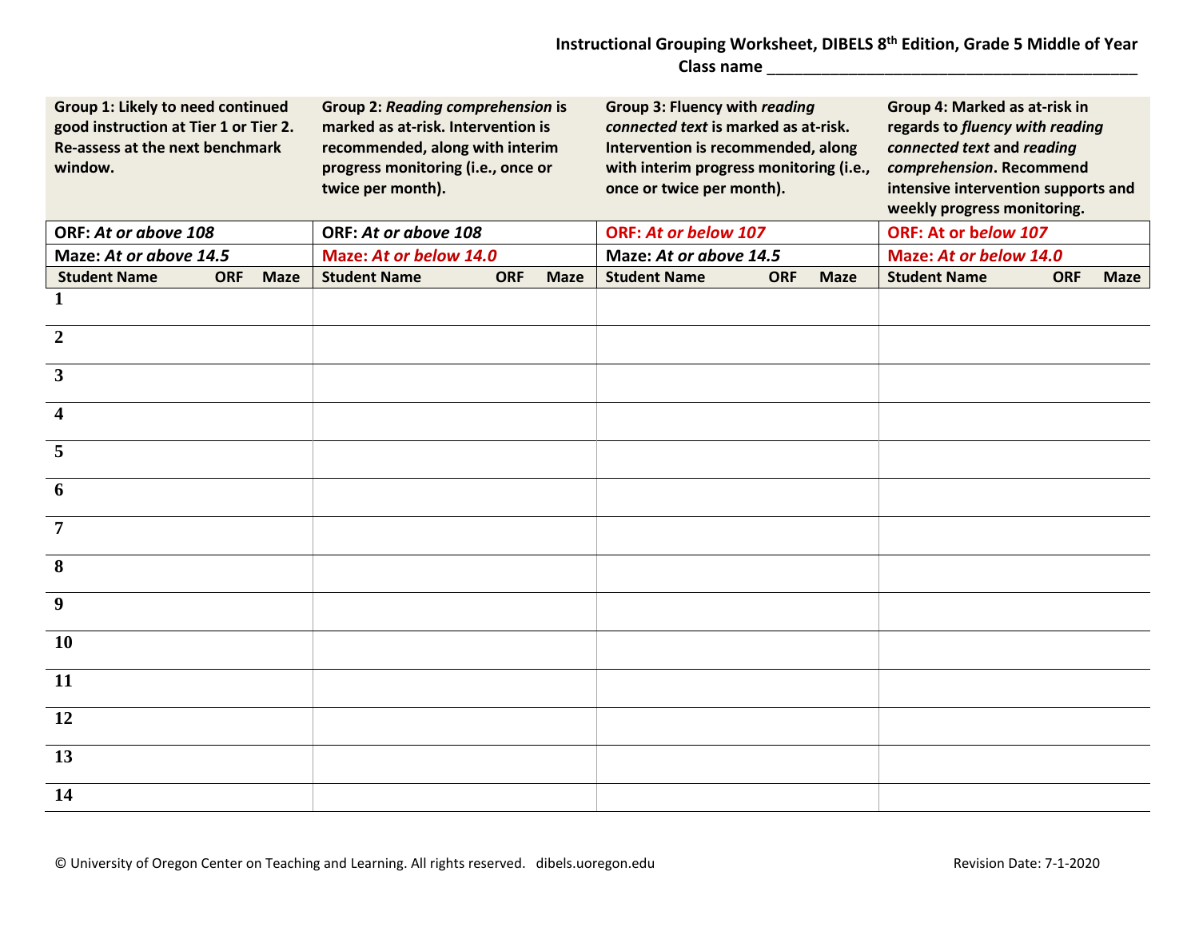**Instructional Grouping Worksheet, DIBELS 8th Edition, Grade 5 Middle of Year**

**Class name** ________________________________________

| **Group 1: Likely to need continued good instruction at Tier 1 or Tier 2. Re-assess at the next benchmark window.** | | | **Group 2: *Reading comprehension* is marked as at-risk. Intervention is recommended, along with interim progress monitoring (i.e., once or twice per month).** | | | **Group 3: Fluency with *reading connected text* is marked as at-risk. Intervention is recommended, along with interim progress monitoring (i.e., once or twice per month).** | | | **Group 4: Marked as at-risk in regards to *fluency with reading connected text* and *reading comprehension*. Recommend intensive intervention supports and weekly progress monitoring.** | | |
|---|---|---|---|---|---|---|---|---|---|---|---|
| **ORF: *At or above 108*** | | | **ORF: *At or above 108*** | | | **ORF: *At or below 107*** | | | **ORF: At or below 107** | | |
| **Maze: *At or above 14.5*** | | | **Maze: *At or below 14.0*** | | | **Maze: *At or above 14.5*** | | | **Maze: *At or below 14.0*** | | |
| **Student Name** | **ORF** | **Maze** | **Student Name** | **ORF** | **Maze** | **Student Name** | **ORF** | **Maze** | **Student Name** | **ORF** | **Maze** |
| **1** | | | | | | | | | | | |
| **2** | | | | | | | | | | | |
| **3** | | | | | | | | | | | |
| **4** | | | | | | | | | | | |
| **5** | | | | | | | | | | | |
| **6** | | | | | | | | | | | |
| **7** | | | | | | | | | | | |
| **8** | | | | | | | | | | | |
| **9** | | | | | | | | | | | |
| **10** | | | | | | | | | | | |
| **11** | | | | | | | | | | | |
| **12** | | | | | | | | | | | |
| **13** | | | | | | | | | | | |
| **14** | | | | | | | | | | | |

© University of Oregon Center on Teaching and Learning. All rights reserved. dibels.uoregon.edu

Revision Date: 7-1-2020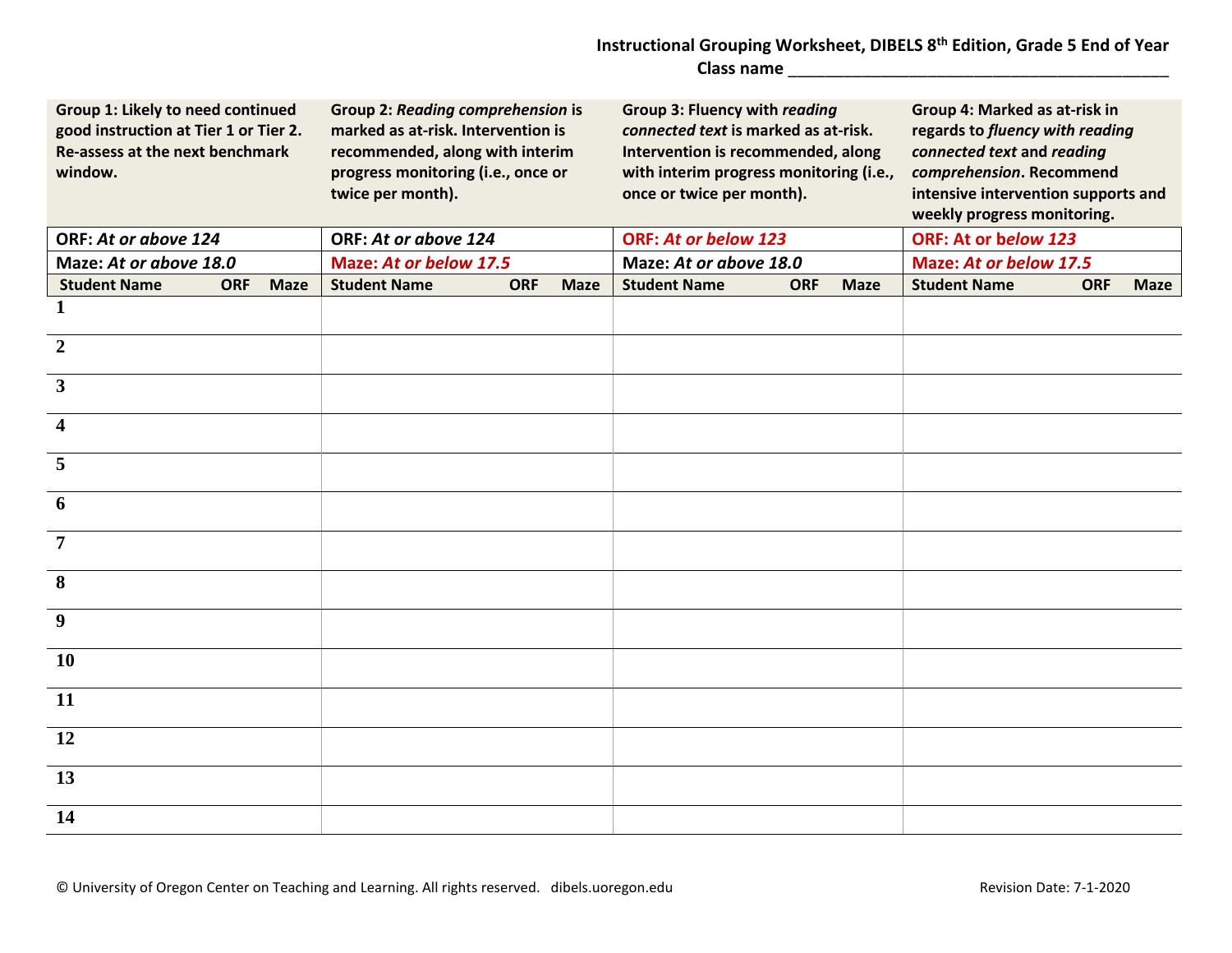**Instructional Grouping Worksheet, DIBELS 8th Edition, Grade 5 End of Year**
**Class name** ___________________________________________

| Group 1: Likely to need continued good instruction at Tier 1 or Tier 2. Re-assess at the next benchmark window. | | | Group 2: *Reading comprehension* is marked as at-risk. Intervention is recommended, along with interim progress monitoring (i.e., once or twice per month). | | | Group 3: Fluency with *reading connected text* is marked as at-risk. Intervention is recommended, along with interim progress monitoring (i.e., once or twice per month). | | | Group 4: Marked as at-risk in regards to *fluency with reading connected text* and *reading comprehension*. Recommend intensive intervention supports and weekly progress monitoring. | | |
|---|---|---|---|---|---|---|---|---|---|---|---|
| ORF: *At or above 124* | | | ORF: *At or above 124* | | | ORF: *At or below 123* | | | ORF: At or b*elow 123* | | |
| Maze: *At or above 18.0* | | | Maze: *At or below 17.5* | | | Maze: *At or above 18.0* | | | Maze: *At or below 17.5* | | |
| **Student Name** | **ORF** | **Maze** | **Student Name** | **ORF** | **Maze** | **Student Name** | **ORF** | **Maze** | **Student Name** | **ORF** | **Maze** |
| 1 | | | | | | | | | | | |
| 2 | | | | | | | | | | | |
| 3 | | | | | | | | | | | |
| 4 | | | | | | | | | | | |
| 5 | | | | | | | | | | | |
| 6 | | | | | | | | | | | |
| 7 | | | | | | | | | | | |
| 8 | | | | | | | | | | | |
| 9 | | | | | | | | | | | |
| 10 | | | | | | | | | | | |
| 11 | | | | | | | | | | | |
| 12 | | | | | | | | | | | |
| 13 | | | | | | | | | | | |
| 14 | | | | | | | | | | | |

© University of Oregon Center on Teaching and Learning. All rights reserved. dibels.uoregon.edu

Revision Date: 7-1-2020